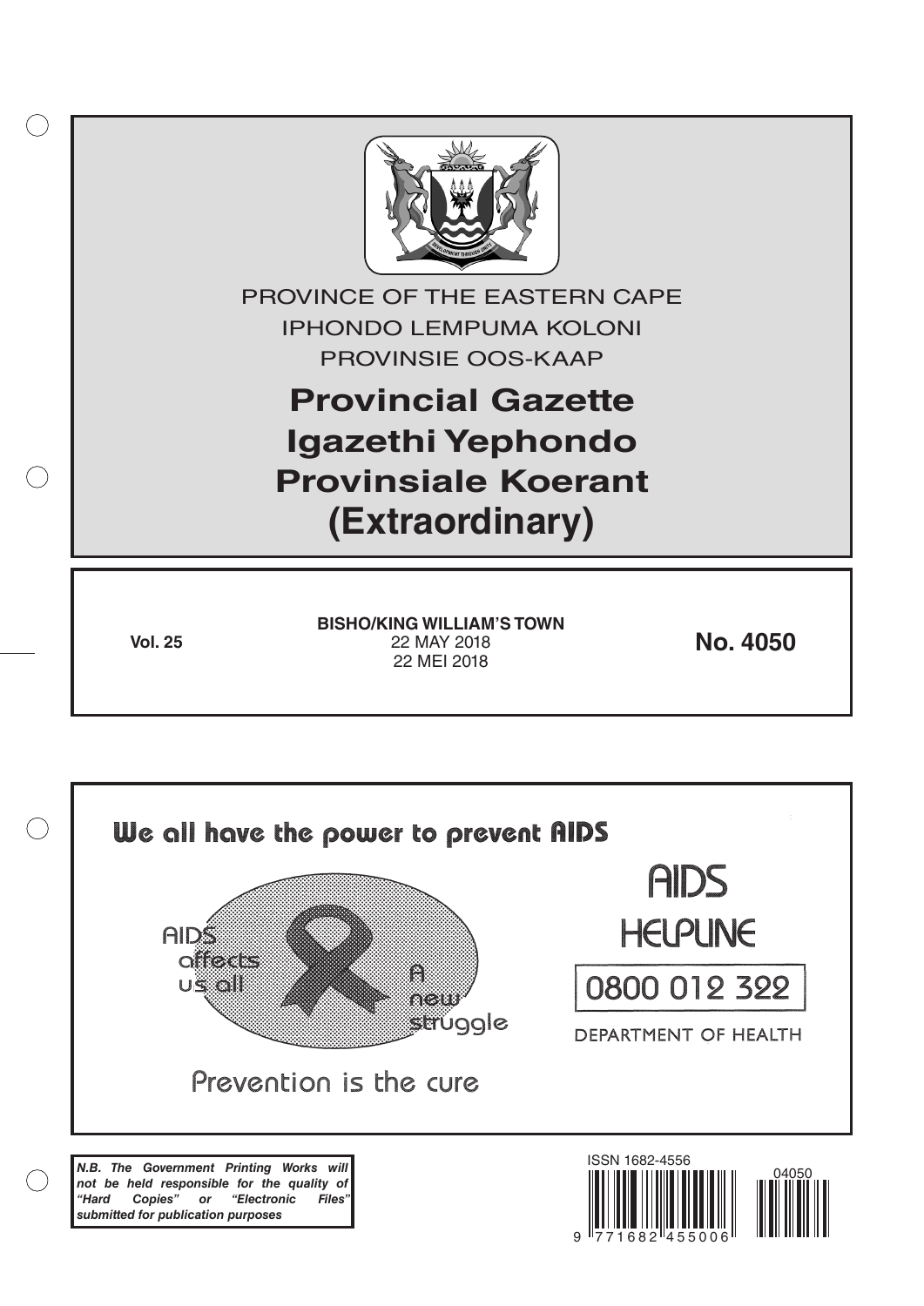PROVINCE OF THE EASTERN CAPE

IPHONDO LEMPUMA KOLONI

PROVINSIE OOS-KAAP

# Provincial Gazette
# Igazethi Yephondo
# Provinsiale Koerant
# (Extraordinary)

**Vol. 25**

**BISHO/KING WILLIAM'S TOWN**
22 MAY 2018
22 MEI 2018

**No. 4050**

We all have the power to prevent AIDS

AIDS affects us all

A new struggle

Prevention is the cure

AIDS HELPLINE

0800 012 322

DEPARTMENT OF HEALTH

***N.B. The Government Printing Works will not be held responsible for the quality of "Hard Copies" or "Electronic Files" submitted for publication purposes***

ISSN 1682-4556

9 771682 455006

04050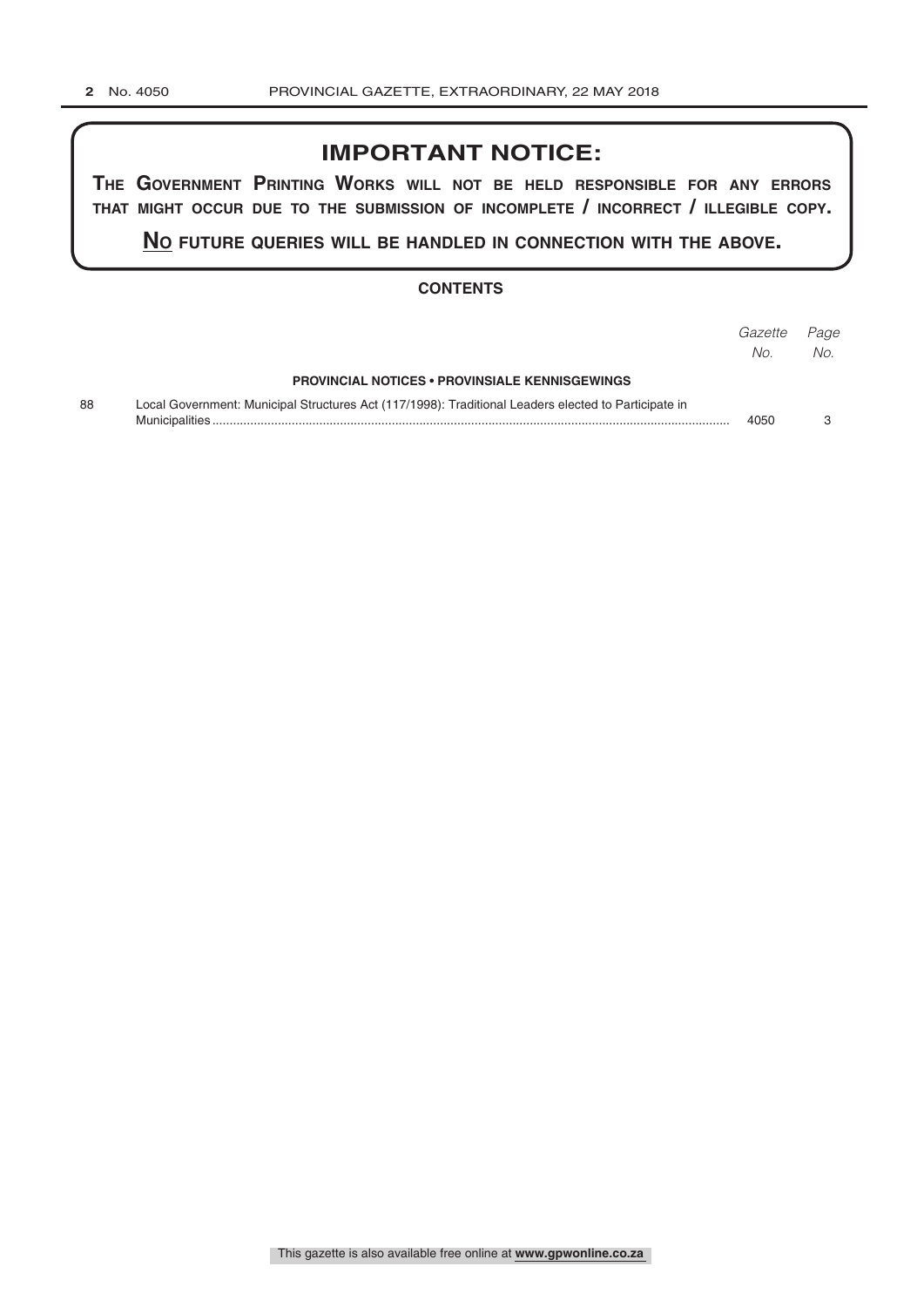# IMPORTANT NOTICE:

**THE GOVERNMENT PRINTING WORKS WILL NOT BE HELD RESPONSIBLE FOR ANY ERRORS THAT MIGHT OCCUR DUE TO THE SUBMISSION OF INCOMPLETE / INCORRECT / ILLEGIBLE COPY.**

**NO FUTURE QUERIES WILL BE HANDLED IN CONNECTION WITH THE ABOVE.**

## CONTENTS

| | | *Gazette No.* | *Page No.* |
|---|---|---|---|
| | **PROVINCIAL NOTICES • PROVINSIALE KENNISGEWINGS** | | |
| 88 | Local Government: Municipal Structures Act (117/1998): Traditional Leaders elected to Participate in Municipalities | 4050 | 3 |

This gazette is also available free online at **www.gpwonline.co.za**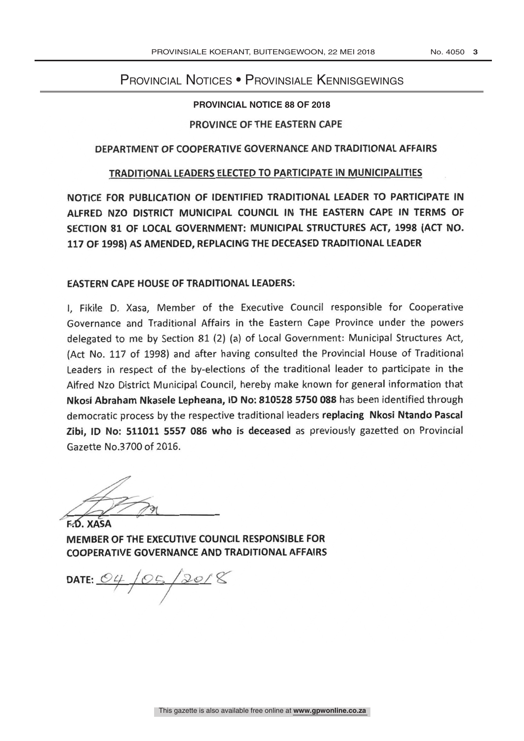# Provincial Notices • Provinsiale Kennisgewings

**PROVINCIAL NOTICE 88 OF 2018**

PROVINCE OF THE EASTERN CAPE

DEPARTMENT OF COOPERATIVE GOVERNANCE AND TRADITIONAL AFFAIRS

TRADITIONAL LEADERS ELECTED TO PARTICIPATE IN MUNICIPALITIES

**NOTICE FOR PUBLICATION OF IDENTIFIED TRADITIONAL LEADER TO PARTICIPATE IN ALFRED NZO DISTRICT MUNICIPAL COUNCIL IN THE EASTERN CAPE IN TERMS OF SECTION 81 OF LOCAL GOVERNMENT: MUNICIPAL STRUCTURES ACT, 1998 (ACT NO. 117 OF 1998) AS AMENDED, REPLACING THE DECEASED TRADITIONAL LEADER**

**EASTERN CAPE HOUSE OF TRADITIONAL LEADERS:**

I, Fikile D. Xasa, Member of the Executive Council responsible for Cooperative Governance and Traditional Affairs in the Eastern Cape Province under the powers delegated to me by Section 81 (2) (a) of Local Government: Municipal Structures Act, (Act No. 117 of 1998) and after having consulted the Provincial House of Traditional Leaders in respect of the by-elections of the traditional leader to participate in the Alfred Nzo District Municipal Council, hereby make known for general information that **Nkosi Abraham Nkasele Lepheana, ID No: 810528 5750 088** has been identified through democratic process by the respective traditional leaders **replacing Nkosi Ntando Pascal Zibi, ID No: 511011 5557 086 who is deceased** as previously gazetted on Provincial Gazette No.3700 of 2016.

**F.D. XASA**
**MEMBER OF THE EXECUTIVE COUNCIL RESPONSIBLE FOR COOPERATIVE GOVERNANCE AND TRADITIONAL AFFAIRS**

**DATE:** 04/05/2018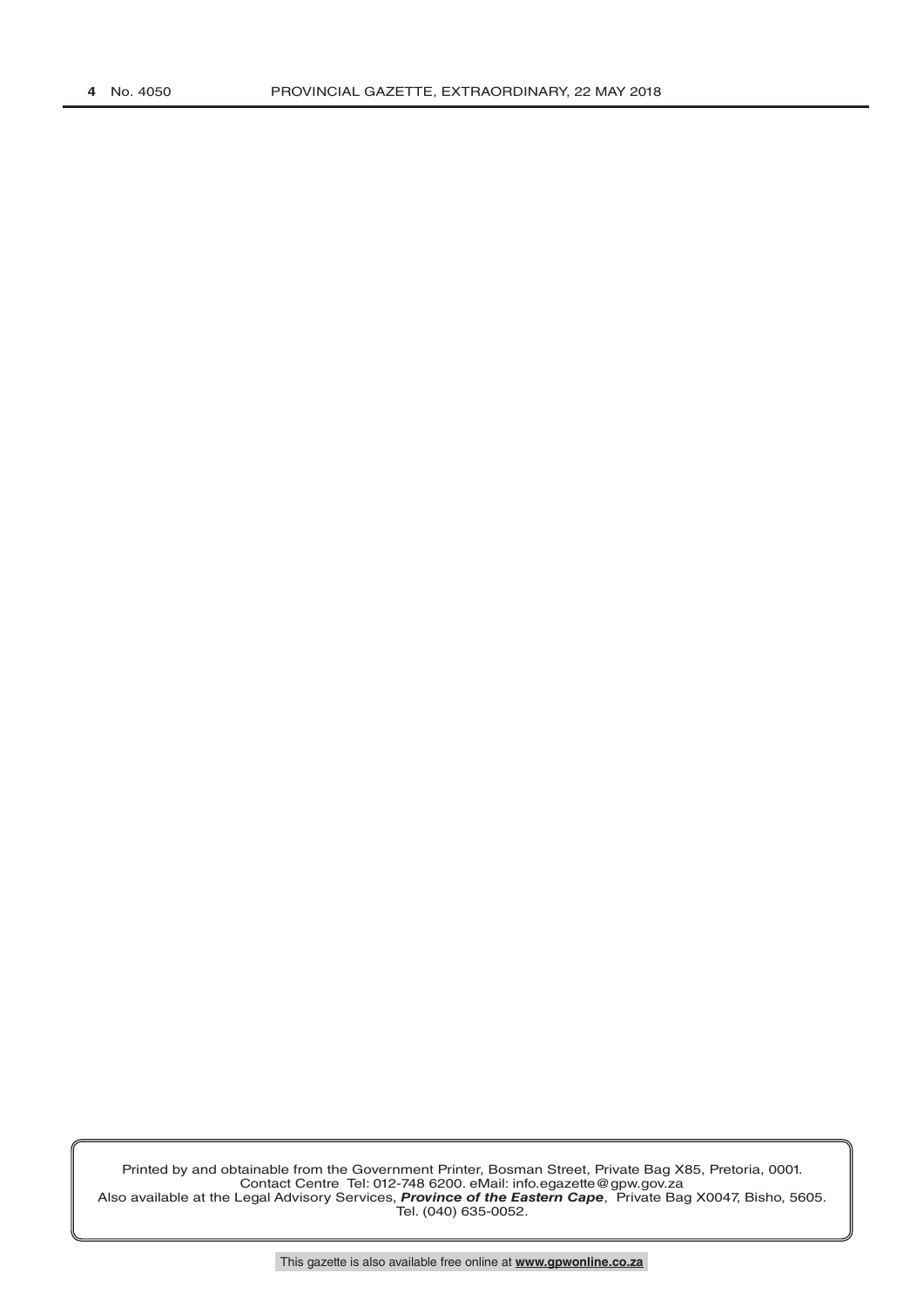Printed by and obtainable from the Government Printer, Bosman Street, Private Bag X85, Pretoria, 0001.
Contact Centre Tel: 012-748 6200. eMail: info.egazette@gpw.gov.za
Also available at the Legal Advisory Services, ***Province of the Eastern Cape***, Private Bag X0047, Bisho, 5605.
Tel. (040) 635-0052.

This gazette is also available free online at **www.gpwonline.co.za**